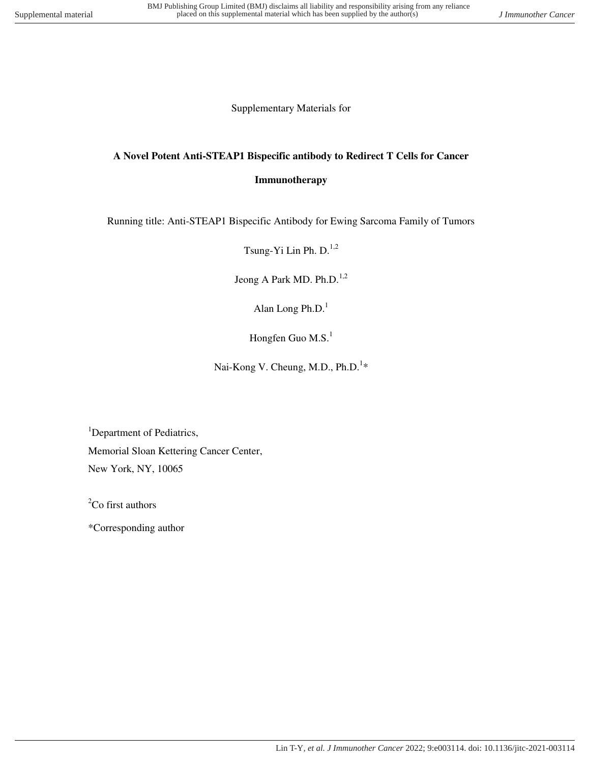Supplementary Materials for

# A Novel Potent Anti-STEAP1 Bispecific antibody to Redirect T Cells for Cancer Immunotherapy

Running title: Anti-STEAP1 Bispecific Antibody for Ewing Sarcoma Family of Tumors

Tsung-Yi Lin Ph. D.[1,2]

Jeong A Park MD. Ph.D.[1,2]

Alan Long Ph.D.[1]

Hongfen Guo M.S.[1]

Nai-Kong V. Cheung, M.D., Ph.D.[1]*

[1]Department of Pediatrics,
Memorial Sloan Kettering Cancer Center,
New York, NY, 10065

[2]Co first authors

*Corresponding author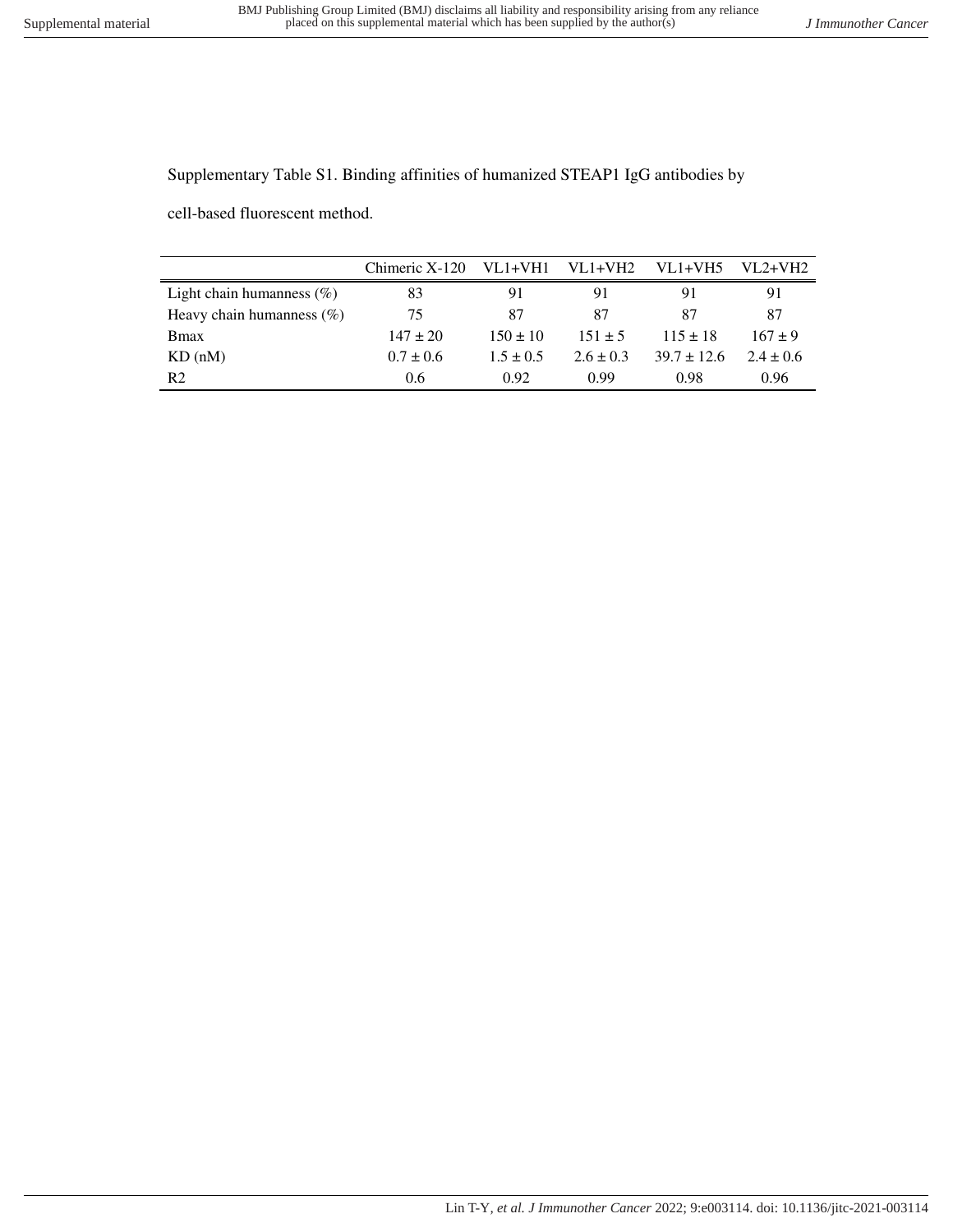Supplementary Table S1. Binding affinities of humanized STEAP1 IgG antibodies by cell-based fluorescent method.

| | Chimeric X-120 | VL1+VH1 | VL1+VH2 | VL1+VH5 | VL2+VH2 |
|---|---|---|---|---|---|
| Light chain humanness (%) | 83 | 91 | 91 | 91 | 91 |
| Heavy chain humanness (%) | 75 | 87 | 87 | 87 | 87 |
| Bmax | 147 ± 20 | 150 ± 10 | 151 ± 5 | 115 ± 18 | 167 ± 9 |
| KD (nM) | 0.7 ± 0.6 | 1.5 ± 0.5 | 2.6 ± 0.3 | 39.7 ± 12.6 | 2.4 ± 0.6 |
| R2 | 0.6 | 0.92 | 0.99 | 0.98 | 0.96 |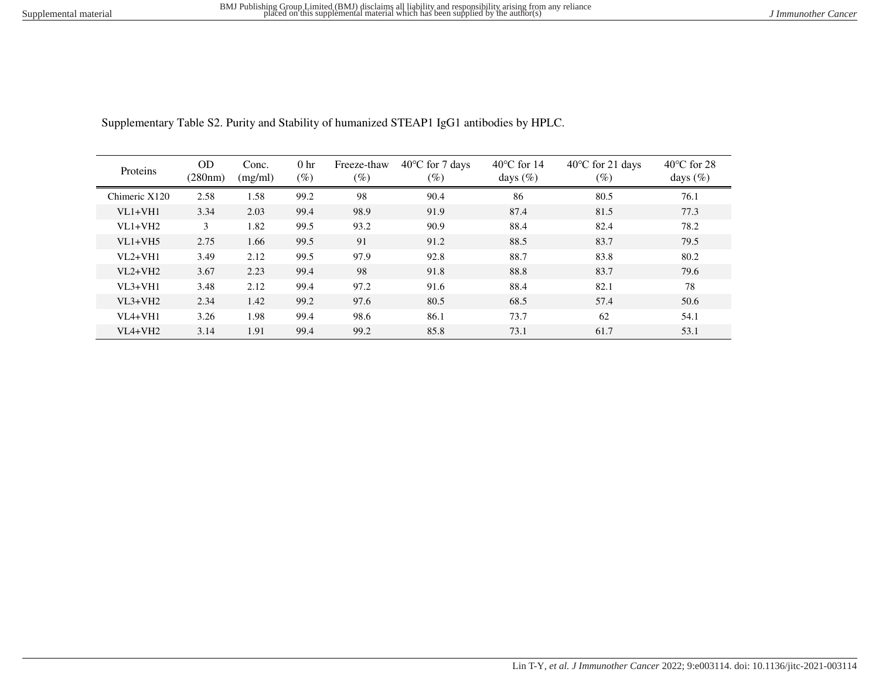Supplementary Table S2. Purity and Stability of humanized STEAP1 IgG1 antibodies by HPLC.

| Proteins | OD (280nm) | Conc. (mg/ml) | 0 hr (%) | Freeze-thaw (%) | 40°C for 7 days (%) | 40°C for 14 days (%) | 40°C for 21 days (%) | 40°C for 28 days (%) |
|---|---|---|---|---|---|---|---|---|
| Chimeric X120 | 2.58 | 1.58 | 99.2 | 98 | 90.4 | 86 | 80.5 | 76.1 |
| VL1+VH1 | 3.34 | 2.03 | 99.4 | 98.9 | 91.9 | 87.4 | 81.5 | 77.3 |
| VL1+VH2 | 3 | 1.82 | 99.5 | 93.2 | 90.9 | 88.4 | 82.4 | 78.2 |
| VL1+VH5 | 2.75 | 1.66 | 99.5 | 91 | 91.2 | 88.5 | 83.7 | 79.5 |
| VL2+VH1 | 3.49 | 2.12 | 99.5 | 97.9 | 92.8 | 88.7 | 83.8 | 80.2 |
| VL2+VH2 | 3.67 | 2.23 | 99.4 | 98 | 91.8 | 88.8 | 83.7 | 79.6 |
| VL3+VH1 | 3.48 | 2.12 | 99.4 | 97.2 | 91.6 | 88.4 | 82.1 | 78 |
| VL3+VH2 | 2.34 | 1.42 | 99.2 | 97.6 | 80.5 | 68.5 | 57.4 | 50.6 |
| VL4+VH1 | 3.26 | 1.98 | 99.4 | 98.6 | 86.1 | 73.7 | 62 | 54.1 |
| VL4+VH2 | 3.14 | 1.91 | 99.4 | 99.2 | 85.8 | 73.1 | 61.7 | 53.1 |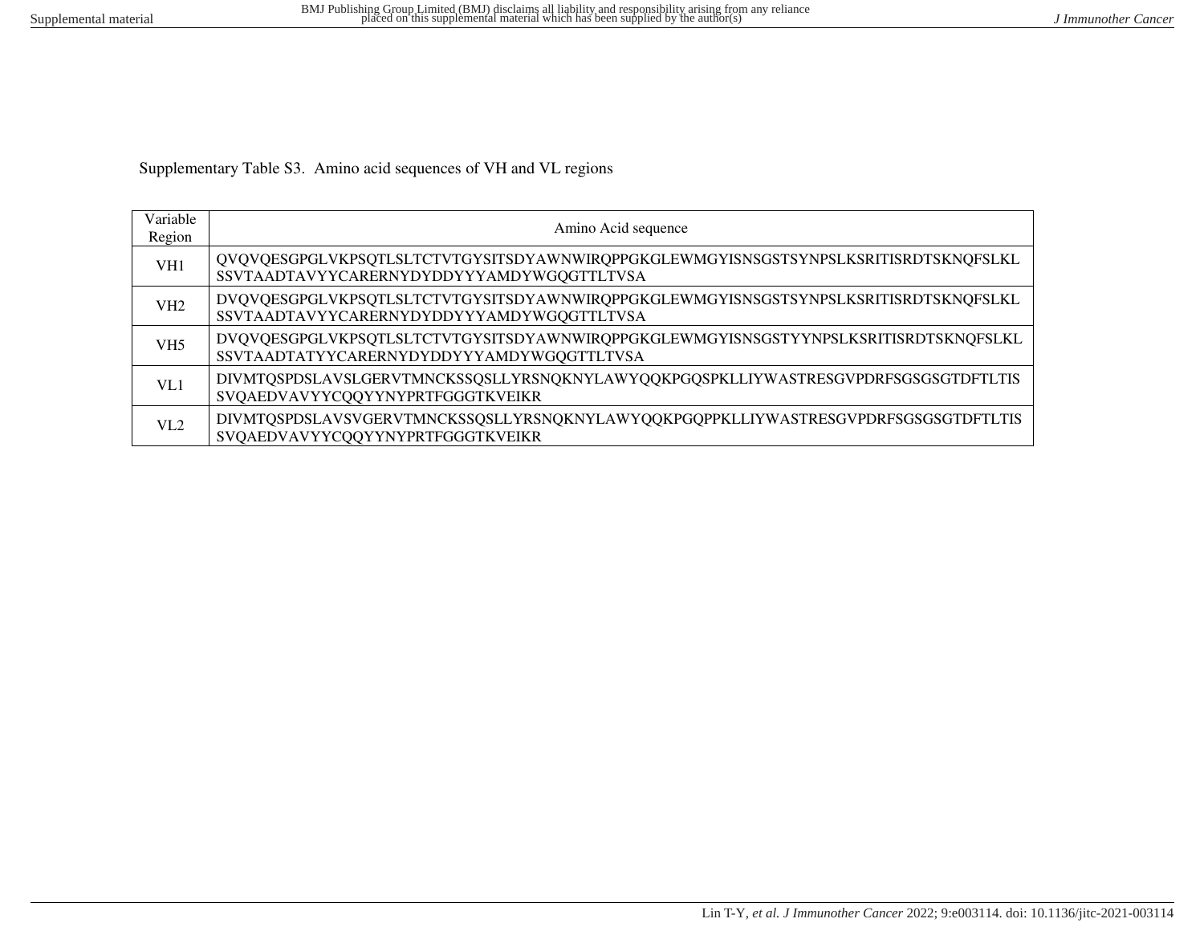Supplementary Table S3. Amino acid sequences of VH and VL regions

| Variable Region | Amino Acid sequence |
|---|---|
| VH1 | QVQVQESGPGLVKPSQTLSLTCTVTGYSITSDYAWNWIRQPPGKGLEWMGYISNSGSTSYNPSLKSRITISRDTSKNQFSLKLSSVTAADTAVYYCARERNYDYDDYYYAMDYWGQGTTLTVSA |
| VH2 | DVQVQESGPGLVKPSQTLSLTCTVTGYSITSDYAWNWIRQPPGKGLEWMGYISNSGSTSYNPSLKSRITISRDTSKNQFSLKLSSVTAADTAVYYCARERNYDYDDYYYAMDYWGQGTTLTVSA |
| VH5 | DVQVQESGPGLVKPSQTLSLTCTVTGYSITSDYAWNWIRQPPGKGLEWMGYISNSGSTYYNPSLKSRITISRDTSKNQFSLKLSSVTAADTATYYCARERNYDYDDYYYAMDYWGQGTTLTVSA |
| VL1 | DIVMTQSPDSLAVSLGERVTMNCKSSQSLLYRSNQKNYLAWYQQKPGQSPKLLIYWASTRESGVPDRFSGSGSGTDFTLTISSVQAEDVAVYYCQQYYNYPRTFGGGTKVEIKR |
| VL2 | DIVMTQSPDSLAVSVGERVTMNCKSSQSLLYRSNQKNYLAWYQQKPGQPPKLLIYWASTRESGVPDRFSGSGSGTDFTLTISSVQAEDVAVYYCQQYYNYPRTFGGGTKVEIKR |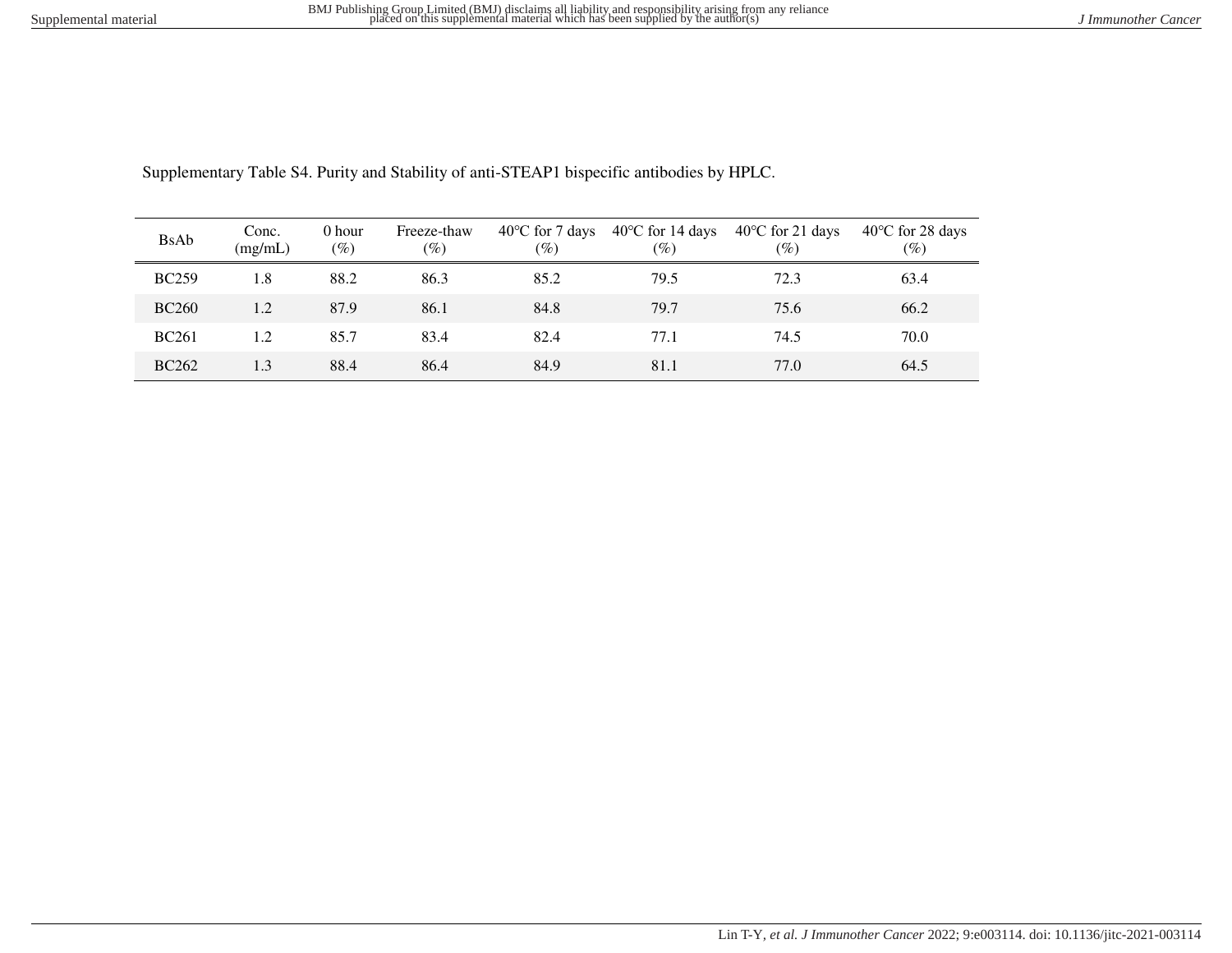Supplementary Table S4. Purity and Stability of anti-STEAP1 bispecific antibodies by HPLC.

| BsAb | Conc. (mg/mL) | 0 hour (%) | Freeze-thaw (%) | 40℃ for 7 days (%) | 40℃ for 14 days (%) | 40℃ for 21 days (%) | 40℃ for 28 days (%) |
|---|---|---|---|---|---|---|---|
| BC259 | 1.8 | 88.2 | 86.3 | 85.2 | 79.5 | 72.3 | 63.4 |
| BC260 | 1.2 | 87.9 | 86.1 | 84.8 | 79.7 | 75.6 | 66.2 |
| BC261 | 1.2 | 85.7 | 83.4 | 82.4 | 77.1 | 74.5 | 70.0 |
| BC262 | 1.3 | 88.4 | 86.4 | 84.9 | 81.1 | 77.0 | 64.5 |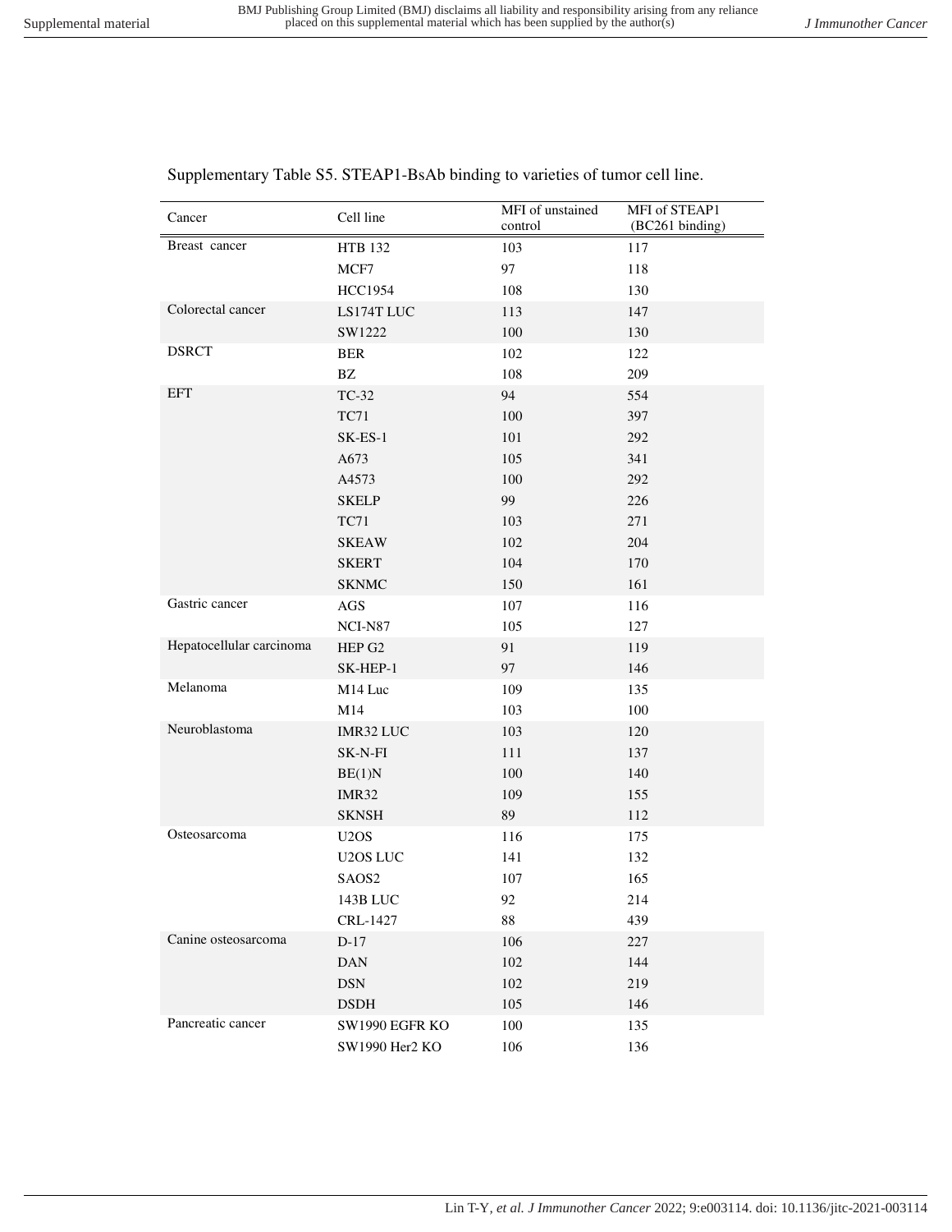Supplementary Table S5. STEAP1-BsAb binding to varieties of tumor cell line.

| Cancer | Cell line | MFI of unstained control | MFI of STEAP1 (BC261 binding) |
|---|---|---|---|
| Breast cancer | HTB 132 | 103 | 117 |
| | MCF7 | 97 | 118 |
| | HCC1954 | 108 | 130 |
| Colorectal cancer | LS174T LUC | 113 | 147 |
| | SW1222 | 100 | 130 |
| DSRCT | BER | 102 | 122 |
| | BZ | 108 | 209 |
| EFT | TC-32 | 94 | 554 |
| | TC71 | 100 | 397 |
| | SK-ES-1 | 101 | 292 |
| | A673 | 105 | 341 |
| | A4573 | 100 | 292 |
| | SKELP | 99 | 226 |
| | TC71 | 103 | 271 |
| | SKEAW | 102 | 204 |
| | SKERT | 104 | 170 |
| | SKNMC | 150 | 161 |
| Gastric cancer | AGS | 107 | 116 |
| | NCI-N87 | 105 | 127 |
| Hepatocellular carcinoma | HEP G2 | 91 | 119 |
| | SK-HEP-1 | 97 | 146 |
| Melanoma | M14 Luc | 109 | 135 |
| | M14 | 103 | 100 |
| Neuroblastoma | IMR32 LUC | 103 | 120 |
| | SK-N-FI | 111 | 137 |
| | BE(1)N | 100 | 140 |
| | IMR32 | 109 | 155 |
| | SKNSH | 89 | 112 |
| Osteosarcoma | U2OS | 116 | 175 |
| | U2OS LUC | 141 | 132 |
| | SAOS2 | 107 | 165 |
| | 143B LUC | 92 | 214 |
| | CRL-1427 | 88 | 439 |
| Canine osteosarcoma | D-17 | 106 | 227 |
| | DAN | 102 | 144 |
| | DSN | 102 | 219 |
| | DSDH | 105 | 146 |
| Pancreatic cancer | SW1990 EGFR KO | 100 | 135 |
| | SW1990 Her2 KO | 106 | 136 |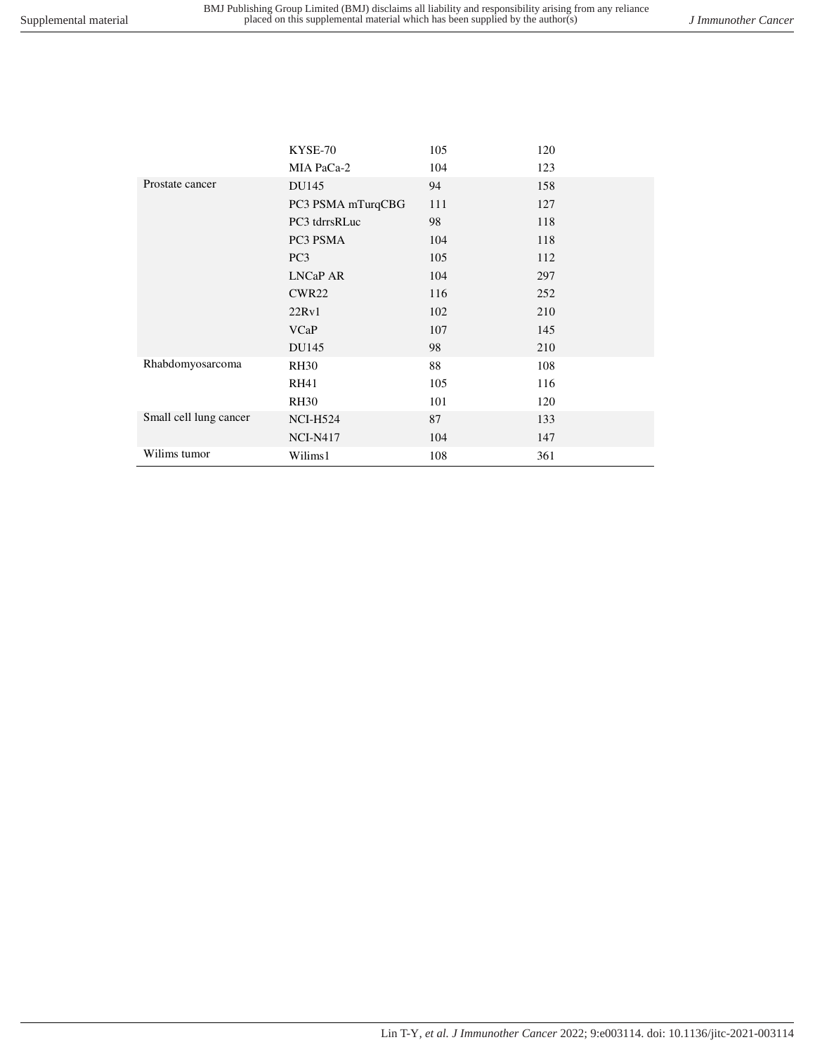| | | | |
|---|---|---|---|
| | KYSE-70 | 105 | 120 |
| | MIA PaCa-2 | 104 | 123 |
| Prostate cancer | DU145 | 94 | 158 |
| | PC3 PSMA mTurqCBG | 111 | 127 |
| | PC3 tdrrsRLuc | 98 | 118 |
| | PC3 PSMA | 104 | 118 |
| | PC3 | 105 | 112 |
| | LNCaP AR | 104 | 297 |
| | CWR22 | 116 | 252 |
| | 22Rv1 | 102 | 210 |
| | VCaP | 107 | 145 |
| | DU145 | 98 | 210 |
| Rhabdomyosarcoma | RH30 | 88 | 108 |
| | RH41 | 105 | 116 |
| | RH30 | 101 | 120 |
| Small cell lung cancer | NCI-H524 | 87 | 133 |
| | NCI-N417 | 104 | 147 |
| Wilims tumor | Wilims1 | 108 | 361 |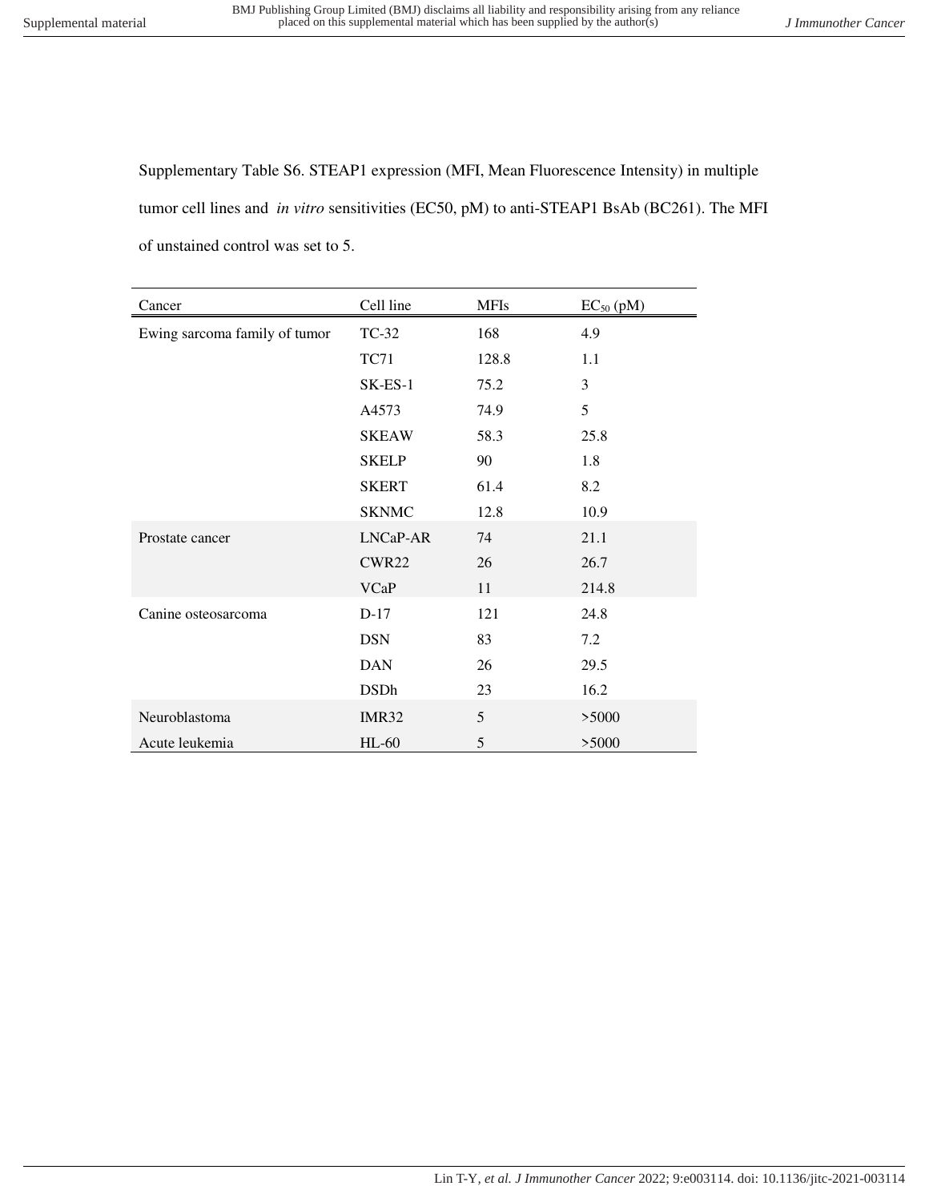Supplementary Table S6. STEAP1 expression (MFI, Mean Fluorescence Intensity) in multiple tumor cell lines and *in vitro* sensitivities (EC50, pM) to anti-STEAP1 BsAb (BC261). The MFI of unstained control was set to 5.

| Cancer | Cell line | MFIs | $EC_{50}$ (pM) |
|---|---|---|---|
| Ewing sarcoma family of tumor | TC-32 | 168 | 4.9 |
| | TC71 | 128.8 | 1.1 |
| | SK-ES-1 | 75.2 | 3 |
| | A4573 | 74.9 | 5 |
| | SKEAW | 58.3 | 25.8 |
| | SKELP | 90 | 1.8 |
| | SKERT | 61.4 | 8.2 |
| | SKNMC | 12.8 | 10.9 |
| Prostate cancer | LNCaP-AR | 74 | 21.1 |
| | CWR22 | 26 | 26.7 |
| | VCaP | 11 | 214.8 |
| Canine osteosarcoma | D-17 | 121 | 24.8 |
| | DSN | 83 | 7.2 |
| | DAN | 26 | 29.5 |
| | DSDh | 23 | 16.2 |
| Neuroblastoma | IMR32 | 5 | >5000 |
| Acute leukemia | HL-60 | 5 | >5000 |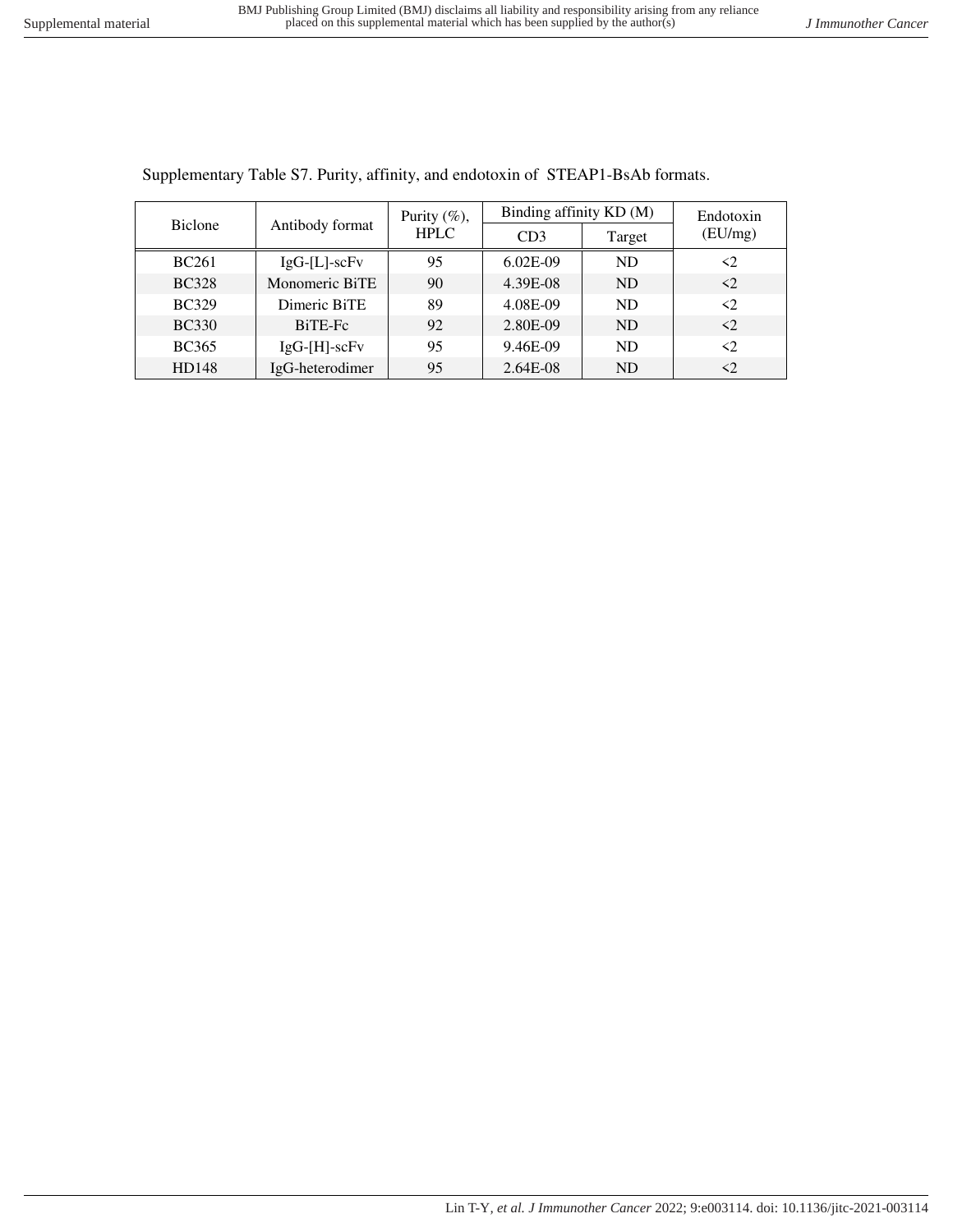Supplementary Table S7. Purity, affinity, and endotoxin of STEAP1-BsAb formats.

| Biclone | Antibody format | Purity (%), HPLC | Binding affinity KD (M) | | Endotoxin (EU/mg) |
|---|---|---|---|---|---|
| | | | CD3 | Target | |
| BC261 | IgG-[L]-scFv | 95 | 6.02E-09 | ND | <2 |
| BC328 | Monomeric BiTE | 90 | 4.39E-08 | ND | <2 |
| BC329 | Dimeric BiTE | 89 | 4.08E-09 | ND | <2 |
| BC330 | BiTE-Fc | 92 | 2.80E-09 | ND | <2 |
| BC365 | IgG-[H]-scFv | 95 | 9.46E-09 | ND | <2 |
| HD148 | IgG-heterodimer | 95 | 2.64E-08 | ND | <2 |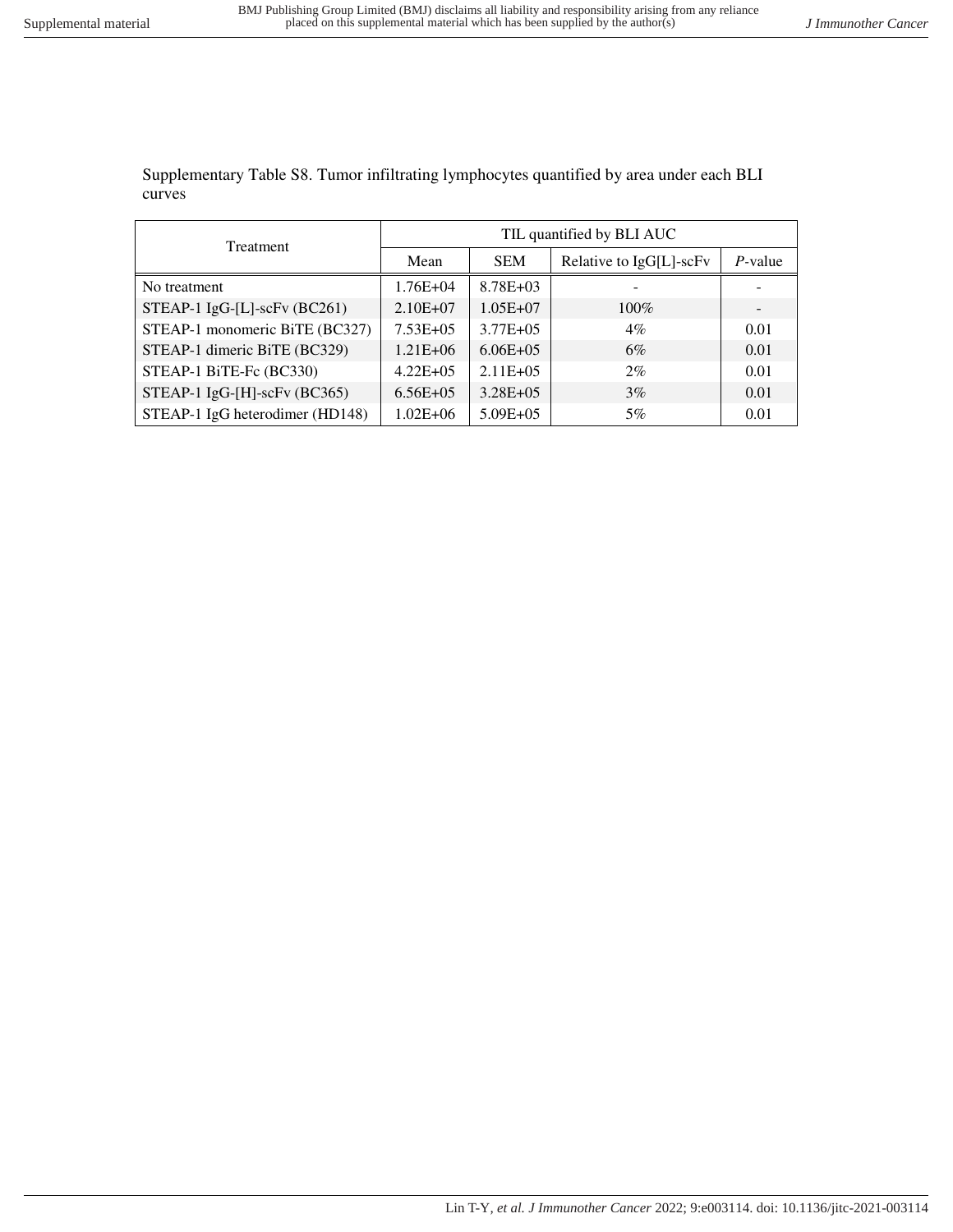Supplementary Table S8. Tumor infiltrating lymphocytes quantified by area under each BLI curves

| Treatment | TIL quantified by BLI AUC | | | |
|---|---|---|---|---|
| | Mean | SEM | Relative to IgG[L]-scFv | *P*-value |
| No treatment | 1.76E+04 | 8.78E+03 | - | - |
| STEAP-1 IgG-[L]-scFv (BC261) | 2.10E+07 | 1.05E+07 | 100% | - |
| STEAP-1 monomeric BiTE (BC327) | 7.53E+05 | 3.77E+05 | 4% | 0.01 |
| STEAP-1 dimeric BiTE (BC329) | 1.21E+06 | 6.06E+05 | 6% | 0.01 |
| STEAP-1 BiTE-Fc (BC330) | 4.22E+05 | 2.11E+05 | 2% | 0.01 |
| STEAP-1 IgG-[H]-scFv (BC365) | 6.56E+05 | 3.28E+05 | 3% | 0.01 |
| STEAP-1 IgG heterodimer (HD148) | 1.02E+06 | 5.09E+05 | 5% | 0.01 |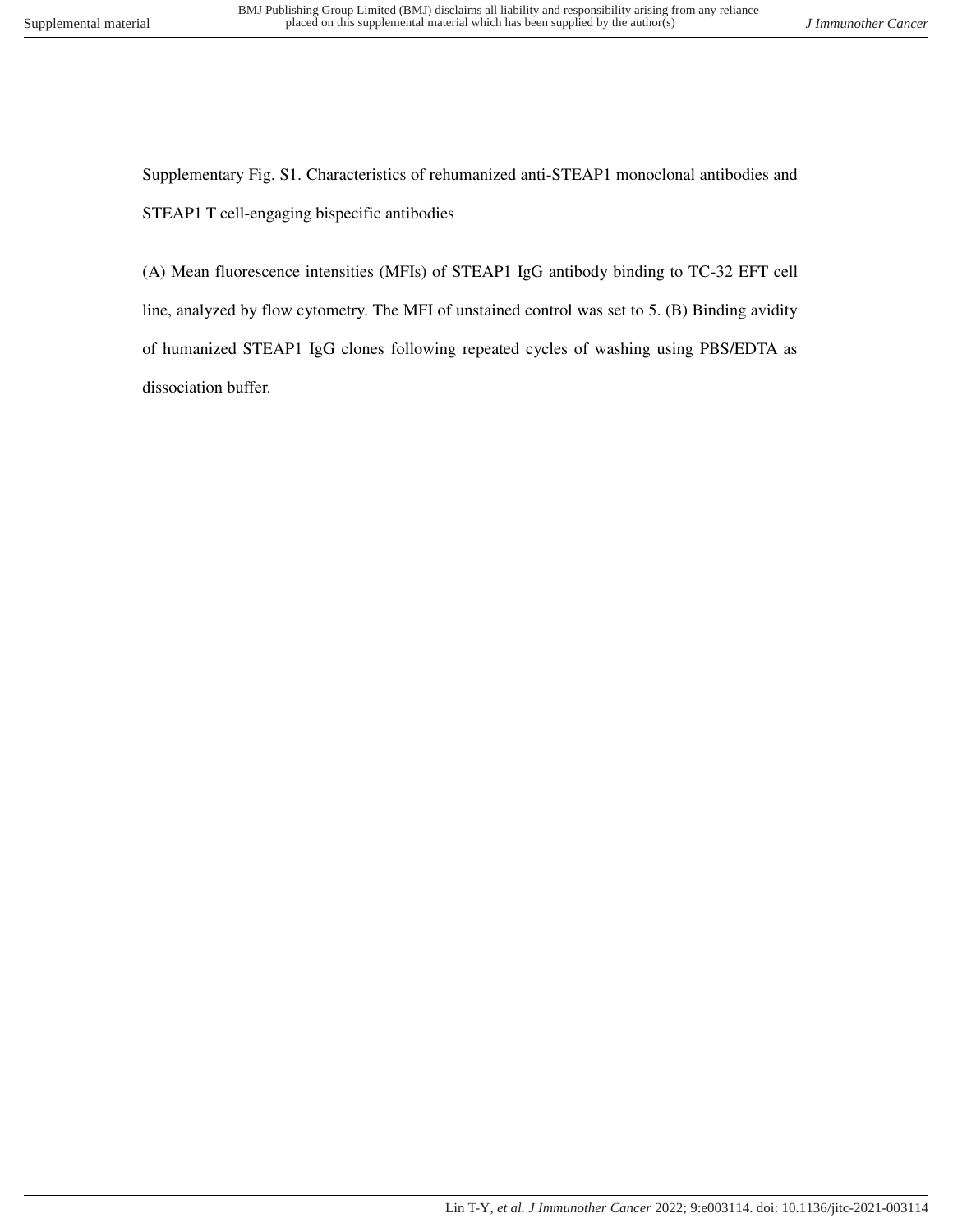Supplementary Fig. S1. Characteristics of rehumanized anti-STEAP1 monoclonal antibodies and STEAP1 T cell-engaging bispecific antibodies

(A) Mean fluorescence intensities (MFIs) of STEAP1 IgG antibody binding to TC-32 EFT cell line, analyzed by flow cytometry. The MFI of unstained control was set to 5. (B) Binding avidity of humanized STEAP1 IgG clones following repeated cycles of washing using PBS/EDTA as dissociation buffer.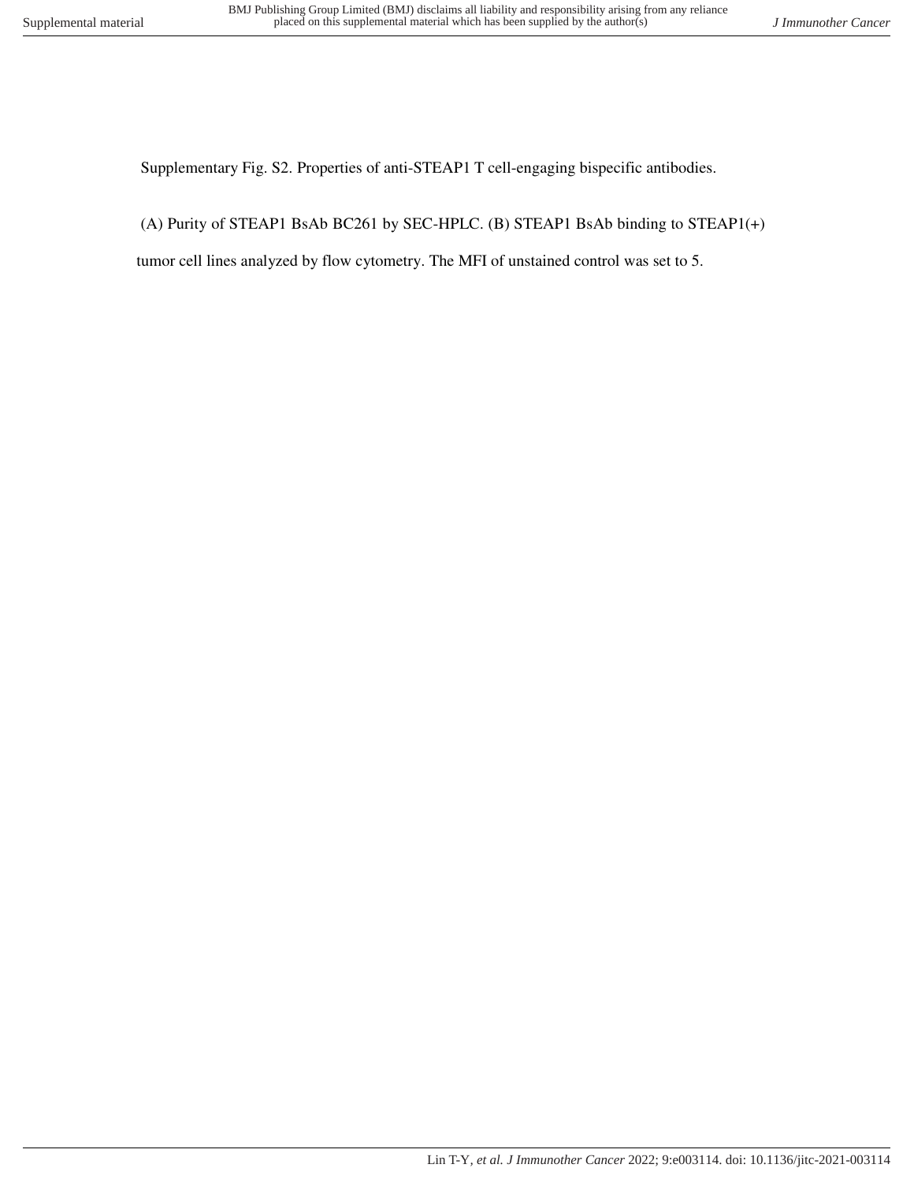Supplementary Fig. S2. Properties of anti-STEAP1 T cell-engaging bispecific antibodies.

(A) Purity of STEAP1 BsAb BC261 by SEC-HPLC. (B) STEAP1 BsAb binding to STEAP1(+) tumor cell lines analyzed by flow cytometry. The MFI of unstained control was set to 5.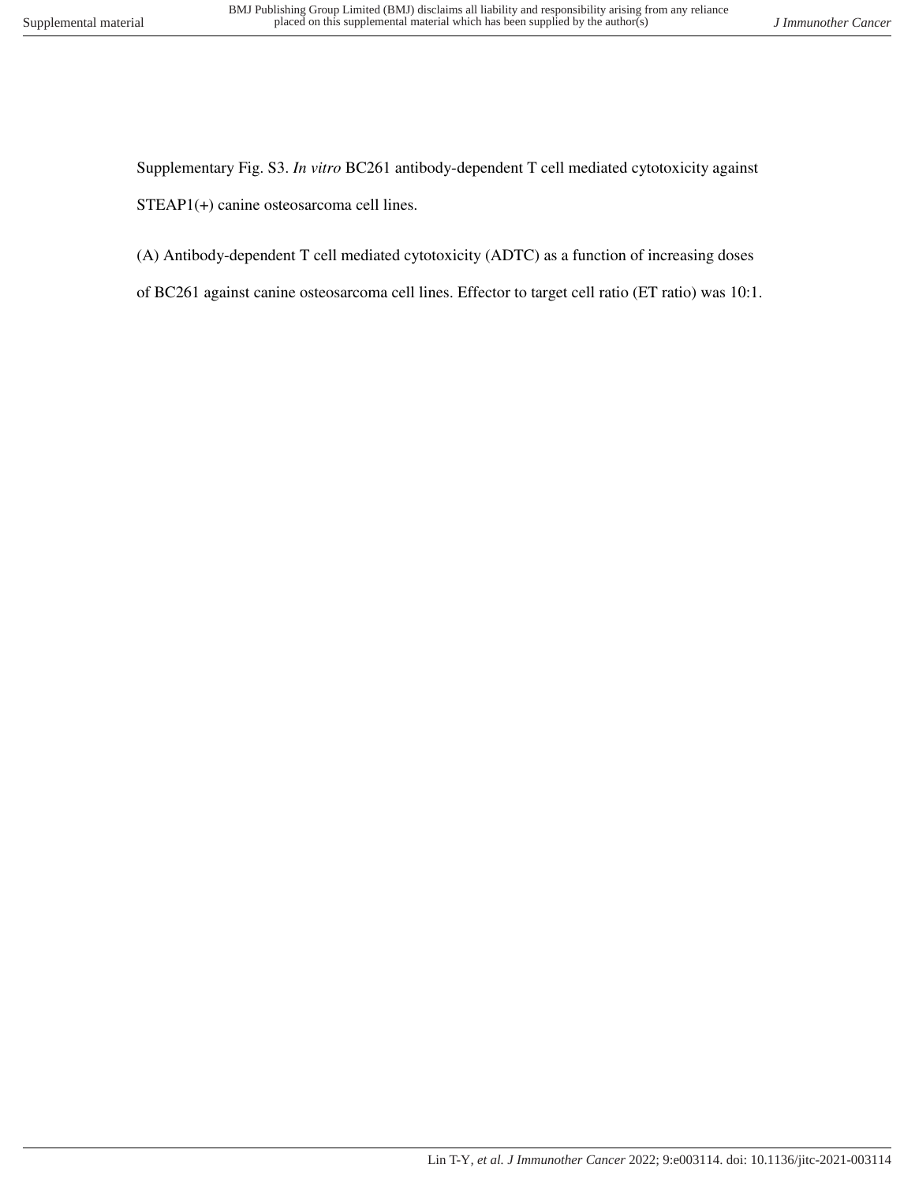Supplementary Fig. S3. *In vitro* BC261 antibody-dependent T cell mediated cytotoxicity against STEAP1(+) canine osteosarcoma cell lines.

(A) Antibody-dependent T cell mediated cytotoxicity (ADTC) as a function of increasing doses of BC261 against canine osteosarcoma cell lines. Effector to target cell ratio (ET ratio) was 10:1.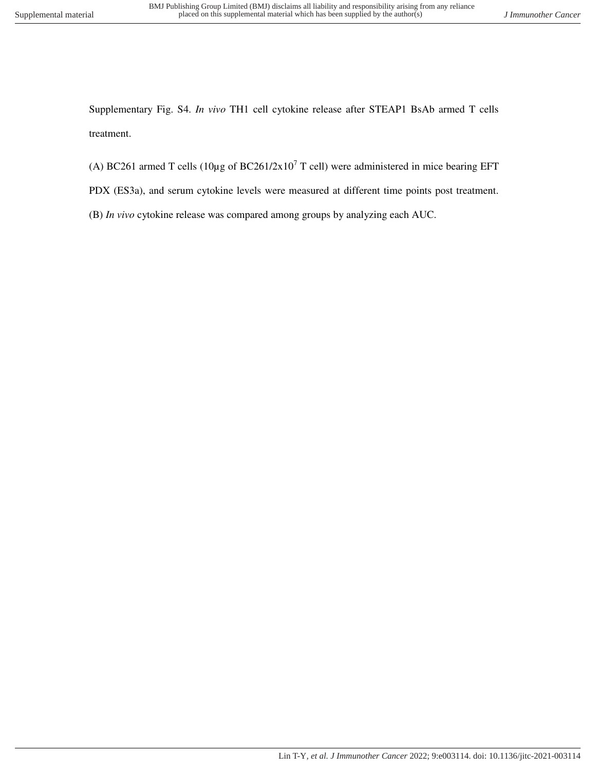Supplementary Fig. S4. *In vivo* TH1 cell cytokine release after STEAP1 BsAb armed T cells treatment.

(A) BC261 armed T cells (10µg of BC261/2x$10^7$ T cell) were administered in mice bearing EFT PDX (ES3a), and serum cytokine levels were measured at different time points post treatment. (B) *In vivo* cytokine release was compared among groups by analyzing each AUC.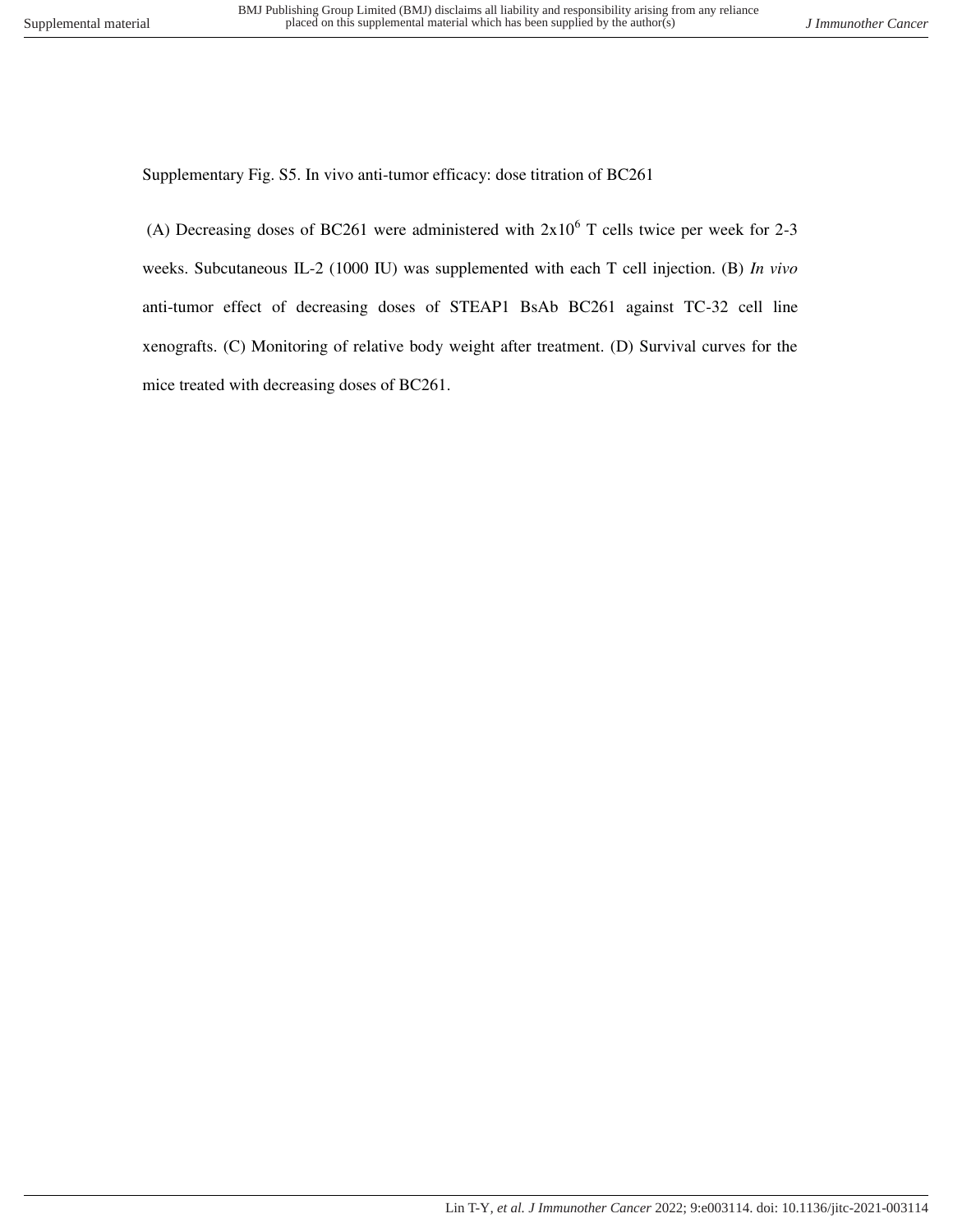Supplementary Fig. S5. In vivo anti-tumor efficacy: dose titration of BC261

(A) Decreasing doses of BC261 were administered with $2x10^6$ T cells twice per week for 2-3 weeks. Subcutaneous IL-2 (1000 IU) was supplemented with each T cell injection. (B) *In vivo* anti-tumor effect of decreasing doses of STEAP1 BsAb BC261 against TC-32 cell line xenografts. (C) Monitoring of relative body weight after treatment. (D) Survival curves for the mice treated with decreasing doses of BC261.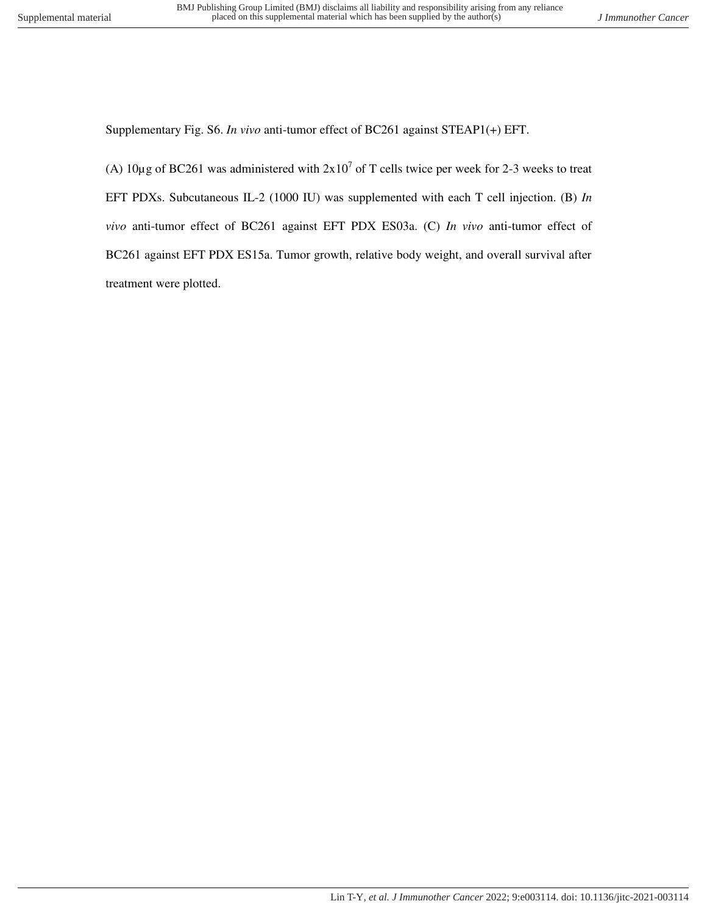Supplementary Fig. S6. *In vivo* anti-tumor effect of BC261 against STEAP1(+) EFT.

(A) 10µg of BC261 was administered with $2x10^7$ of T cells twice per week for 2-3 weeks to treat EFT PDXs. Subcutaneous IL-2 (1000 IU) was supplemented with each T cell injection. (B) *In vivo* anti-tumor effect of BC261 against EFT PDX ES03a. (C) *In vivo* anti-tumor effect of BC261 against EFT PDX ES15a. Tumor growth, relative body weight, and overall survival after treatment were plotted.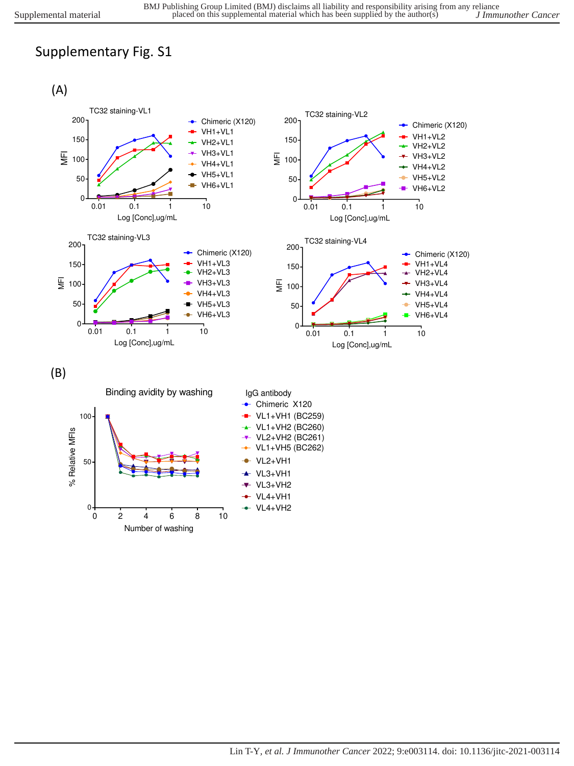# Supplementary Fig. S1

(A)

(B)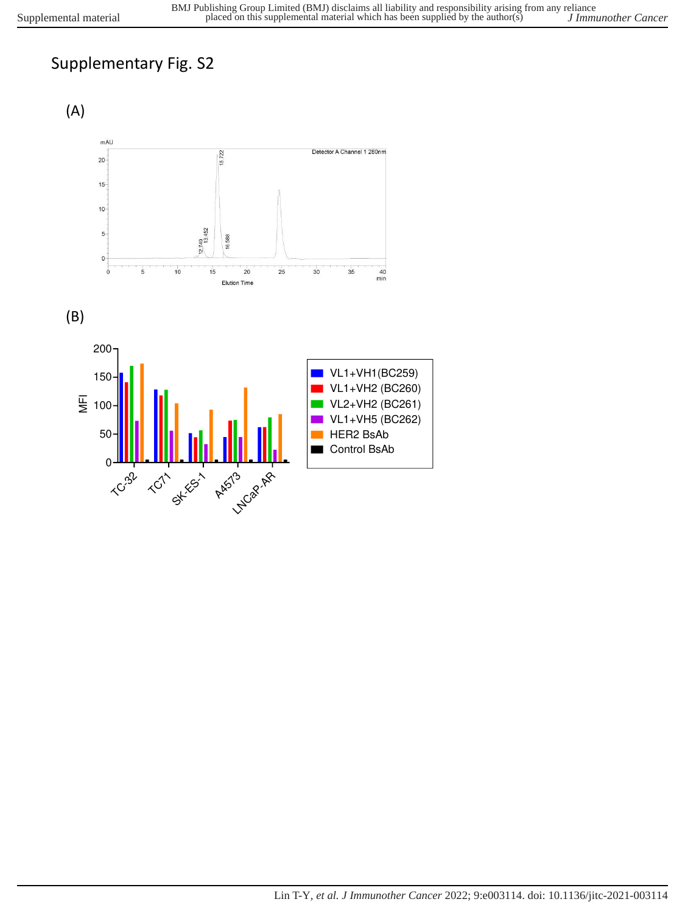# Supplementary Fig. S2

(A)

(B)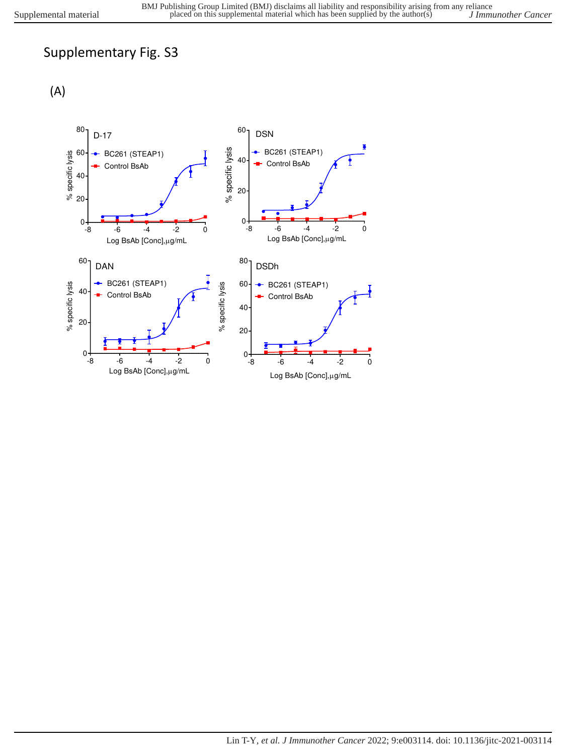# Supplementary Fig. S3

(A)

D-17

DSN

DAN

DSDh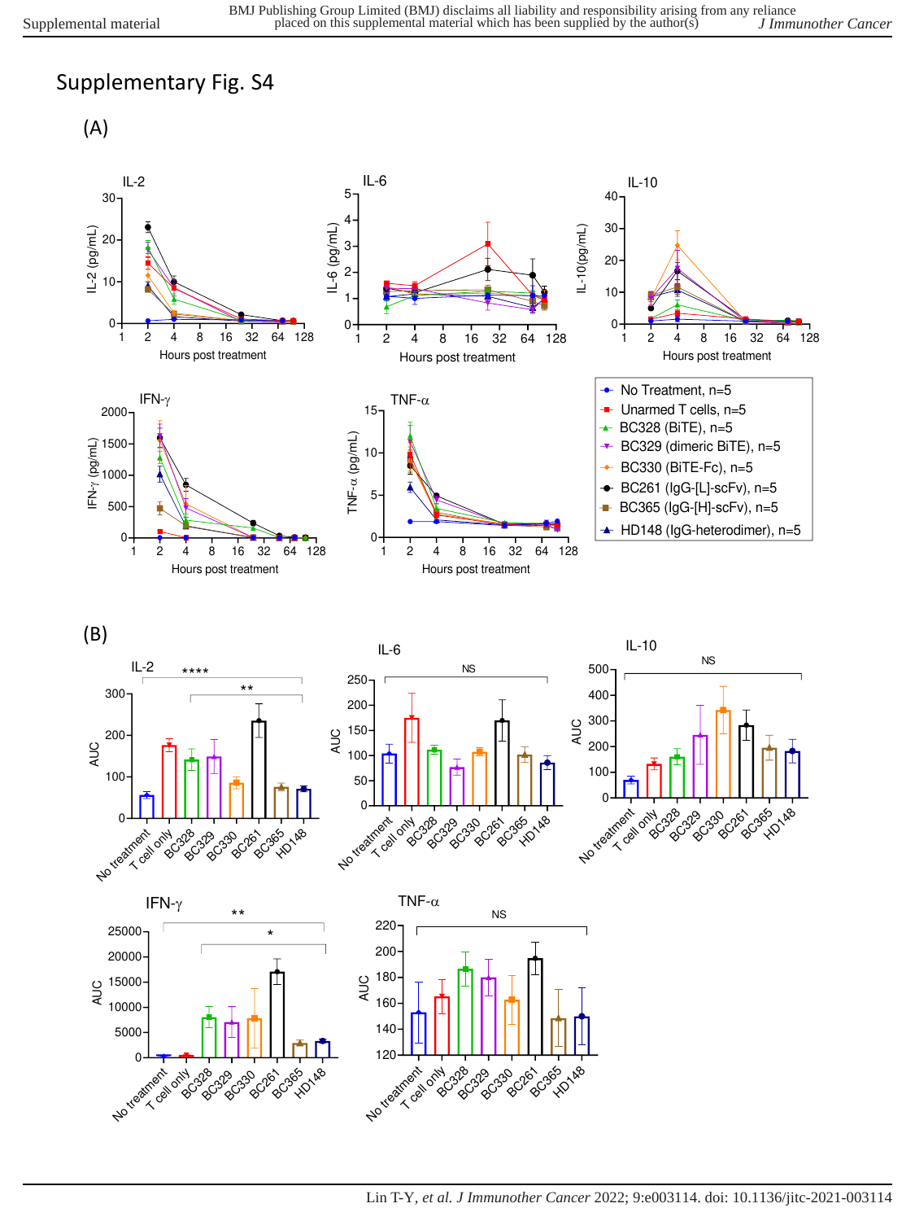Supplementary Fig. S4

(A)

(B)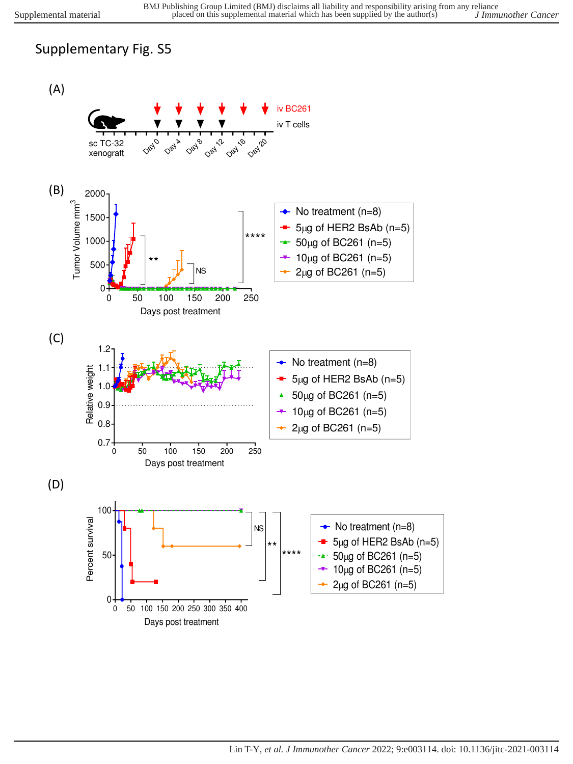## Supplementary Fig. S5

(A)

sc TC-32 xenograft — Day 0, Day 4, Day 8, Day 12, Day 16, Day 20

iv BC261

iv T cells

(B)

Tumor Volume mm$^3$ vs Days post treatment

No treatment (n=8)
5μg of HER2 BsAb (n=5)
50μg of BC261 (n=5)
10μg of BC261 (n=5)
2μg of BC261 (n=5)

** NS ****

(C)

Relative weight vs Days post treatment

No treatment (n=8)
5μg of HER2 BsAb (n=5)
50μg of BC261 (n=5)
10μg of BC261 (n=5)
2μg of BC261 (n=5)

(D)

Percent survival vs Days post treatment

NS ** ****

No treatment (n=8)
5μg of HER2 BsAb (n=5)
50μg of BC261 (n=5)
10μg of BC261 (n=5)
2μg of BC261 (n=5)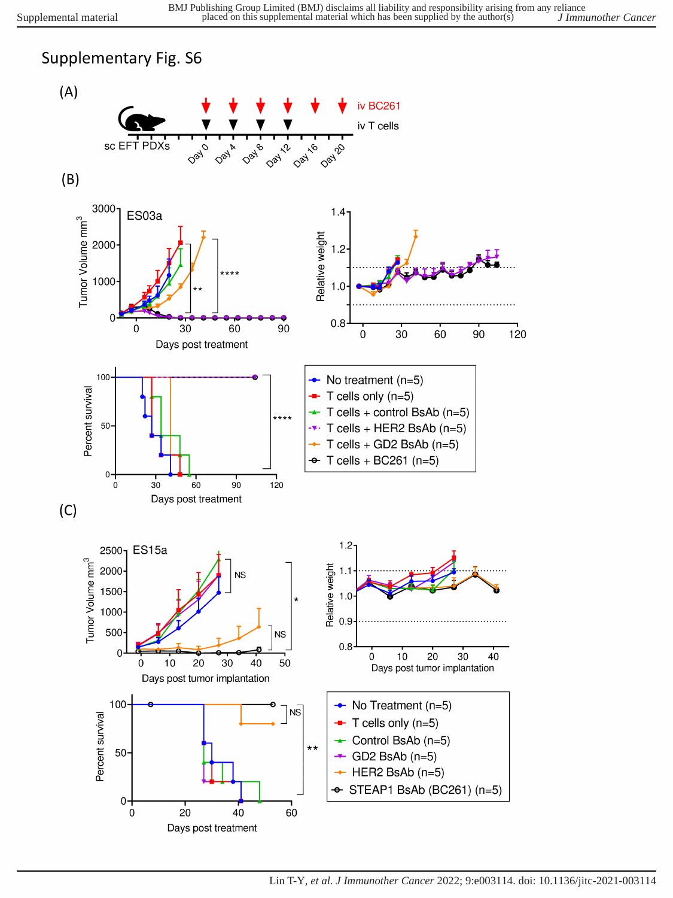## Supplementary Fig. S6

(A)

iv BC261

iv T cells

sc EFT PDXs

Day 0 Day 4 Day 8 Day 12 Day 16 Day 20

(B)

ES03a

Tumor Volume mm$^3$

3000 2000 1000 0

0 30 60 90

Days post treatment

**

****

Relative weight

1.4 1.2 1.0 0.8

0 30 60 90 120

Percent survival

100 50 0

0 30 60 90 120

Days post treatment

****

- No treatment (n=5)
- T cells only (n=5)
- T cells + control BsAb (n=5)
- T cells + HER2 BsAb (n=5)
- T cells + GD2 BsAb (n=5)
- T cells + BC261 (n=5)

(C)

ES15a

Tumor Volume mm$^3$

2500 2000 1500 1000 500 0

0 10 20 30 40 50

Days post tumor implantation

NS

NS

*

Relative weight

1.2 1.1 1.0 0.9 0.8

0 10 20 30 40

Days post tumor implantation

Percent survival

100 50 0

0 20 40 60

Days post treatment

NS

**

- No Treatment (n=5)
- T cells only (n=5)
- Control BsAb (n=5)
- GD2 BsAb (n=5)
- HER2 BsAb (n=5)
- STEAP1 BsAb (BC261) (n=5)